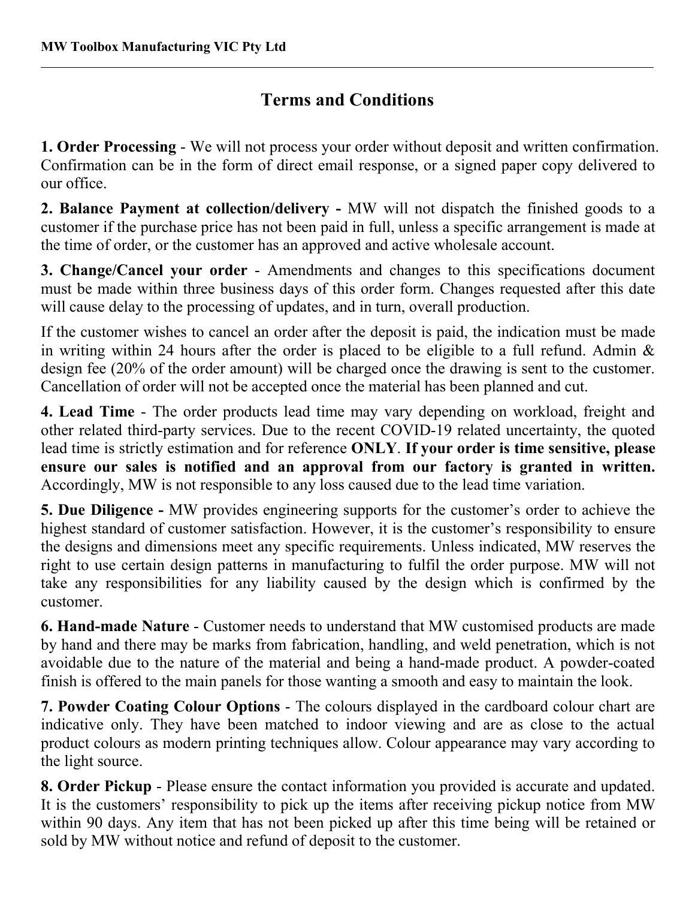MW Toolbox Manufacturing VIC Pty Ltd

# Terms and Conditions

**1. Order Processing** - We will not process your order without deposit and written confirmation. Confirmation can be in the form of direct email response, or a signed paper copy delivered to our office.

**2. Balance Payment at collection/delivery -** MW will not dispatch the finished goods to a customer if the purchase price has not been paid in full, unless a specific arrangement is made at the time of order, or the customer has an approved and active wholesale account.

**3. Change/Cancel your order** - Amendments and changes to this specifications document must be made within three business days of this order form. Changes requested after this date will cause delay to the processing of updates, and in turn, overall production.

If the customer wishes to cancel an order after the deposit is paid, the indication must be made in writing within 24 hours after the order is placed to be eligible to a full refund. Admin & design fee (20% of the order amount) will be charged once the drawing is sent to the customer. Cancellation of order will not be accepted once the material has been planned and cut.

**4. Lead Time** - The order products lead time may vary depending on workload, freight and other related third-party services. Due to the recent COVID-19 related uncertainty, the quoted lead time is strictly estimation and for reference **ONLY**. **If your order is time sensitive, please ensure our sales is notified and an approval from our factory is granted in written.** Accordingly, MW is not responsible to any loss caused due to the lead time variation.

**5. Due Diligence -** MW provides engineering supports for the customer's order to achieve the highest standard of customer satisfaction. However, it is the customer's responsibility to ensure the designs and dimensions meet any specific requirements. Unless indicated, MW reserves the right to use certain design patterns in manufacturing to fulfil the order purpose. MW will not take any responsibilities for any liability caused by the design which is confirmed by the customer.

**6. Hand-made Nature** - Customer needs to understand that MW customised products are made by hand and there may be marks from fabrication, handling, and weld penetration, which is not avoidable due to the nature of the material and being a hand-made product. A powder-coated finish is offered to the main panels for those wanting a smooth and easy to maintain the look.

**7. Powder Coating Colour Options** - The colours displayed in the cardboard colour chart are indicative only. They have been matched to indoor viewing and are as close to the actual product colours as modern printing techniques allow. Colour appearance may vary according to the light source.

**8. Order Pickup** - Please ensure the contact information you provided is accurate and updated. It is the customers' responsibility to pick up the items after receiving pickup notice from MW within 90 days. Any item that has not been picked up after this time being will be retained or sold by MW without notice and refund of deposit to the customer.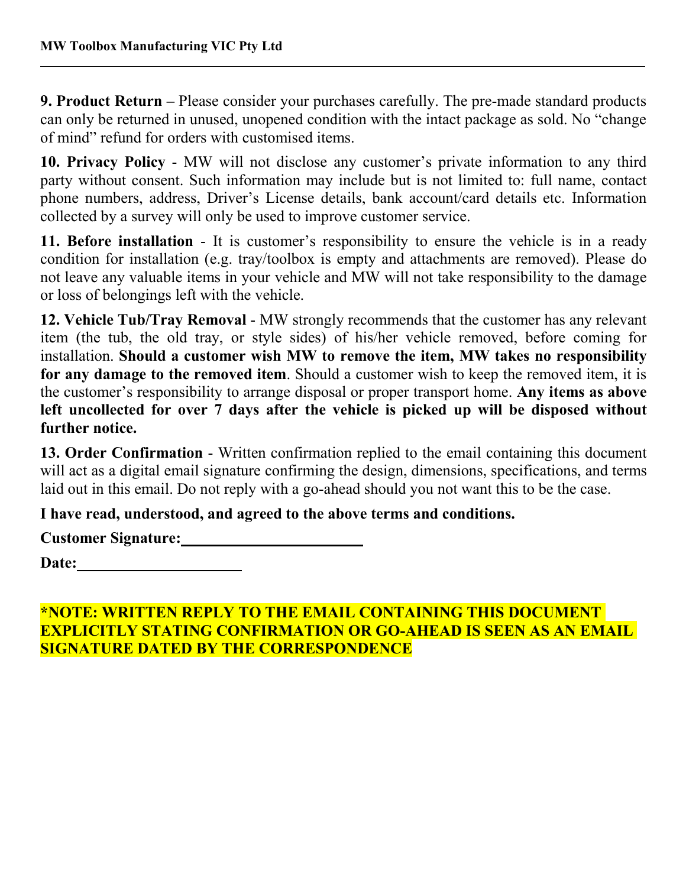**9. Product Return –** Please consider your purchases carefully. The pre-made standard products can only be returned in unused, unopened condition with the intact package as sold. No "change of mind" refund for orders with customised items.

**10. Privacy Policy** - MW will not disclose any customer's private information to any third party without consent. Such information may include but is not limited to: full name, contact phone numbers, address, Driver's License details, bank account/card details etc. Information collected by a survey will only be used to improve customer service.

**11. Before installation** - It is customer's responsibility to ensure the vehicle is in a ready condition for installation (e.g. tray/toolbox is empty and attachments are removed). Please do not leave any valuable items in your vehicle and MW will not take responsibility to the damage or loss of belongings left with the vehicle.

**12. Vehicle Tub/Tray Removal** - MW strongly recommends that the customer has any relevant item (the tub, the old tray, or style sides) of his/her vehicle removed, before coming for installation. **Should a customer wish MW to remove the item, MW takes no responsibility for any damage to the removed item**. Should a customer wish to keep the removed item, it is the customer's responsibility to arrange disposal or proper transport home. **Any items as above left uncollected for over 7 days after the vehicle is picked up will be disposed without further notice.**

**13. Order Confirmation** - Written confirmation replied to the email containing this document will act as a digital email signature confirming the design, dimensions, specifications, and terms laid out in this email. Do not reply with a go-ahead should you not want this to be the case.

**I have read, understood, and agreed to the above terms and conditions.**

**Customer Signature:**______________________

**Date:**____________________

**\*NOTE: WRITTEN REPLY TO THE EMAIL CONTAINING THIS DOCUMENT EXPLICITLY STATING CONFIRMATION OR GO-AHEAD IS SEEN AS AN EMAIL SIGNATURE DATED BY THE CORRESPONDENCE**